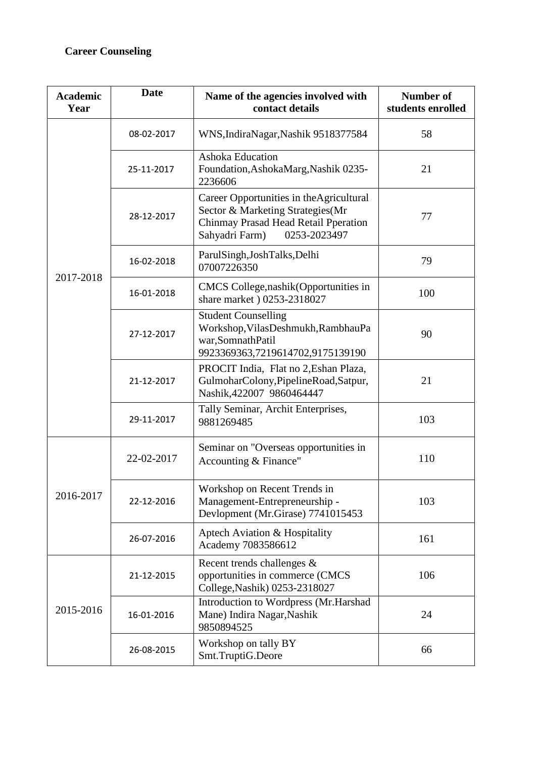**Career Counseling**

| Academic Year | Date | Name of the agencies involved with contact details | Number of students enrolled |
|---|---|---|---|
| 2017-2018 | 08-02-2017 | WNS,IndiraNagar,Nashik 9518377584 | 58 |
| | 25-11-2017 | Ashoka Education Foundation,AshokaMarg,Nashik 0235-2236606 | 21 |
| | 28-12-2017 | Career Opportunities in theAgricultural Sector & Marketing Strategies(Mr Chinmay Prasad Head Retail Pperation Sahyadri Farm) 0253-2023497 | 77 |
| | 16-02-2018 | ParulSingh,JoshTalks,Delhi 07007226350 | 79 |
| | 16-01-2018 | CMCS College,nashik(Opportunities in share market ) 0253-2318027 | 100 |
| | 27-12-2017 | Student Counselling Workshop,VilasDeshmukh,RambhauPawar,SomnathPatil 9923369363,7219614702,9175139190 | 90 |
| | 21-12-2017 | PROCIT India, Flat no 2,Eshan Plaza, GulmoharColony,PipelineRoad,Satpur, Nashik,422007 9860464447 | 21 |
| | 29-11-2017 | Tally Seminar, Archit Enterprises, 9881269485 | 103 |
| 2016-2017 | 22-02-2017 | Seminar on "Overseas opportunities in Accounting & Finance" | 110 |
| | 22-12-2016 | Workshop on Recent Trends in Management-Entrepreneurship - Devlopment (Mr.Girase) 7741015453 | 103 |
| | 26-07-2016 | Aptech Aviation & Hospitality Academy 7083586612 | 161 |
| 2015-2016 | 21-12-2015 | Recent trends challenges & opportunities in commerce (CMCS College,Nashik) 0253-2318027 | 106 |
| | 16-01-2016 | Introduction to Wordpress (Mr.Harshad Mane) Indira Nagar,Nashik 9850894525 | 24 |
| | 26-08-2015 | Workshop on tally BY Smt.TruptiG.Deore | 66 |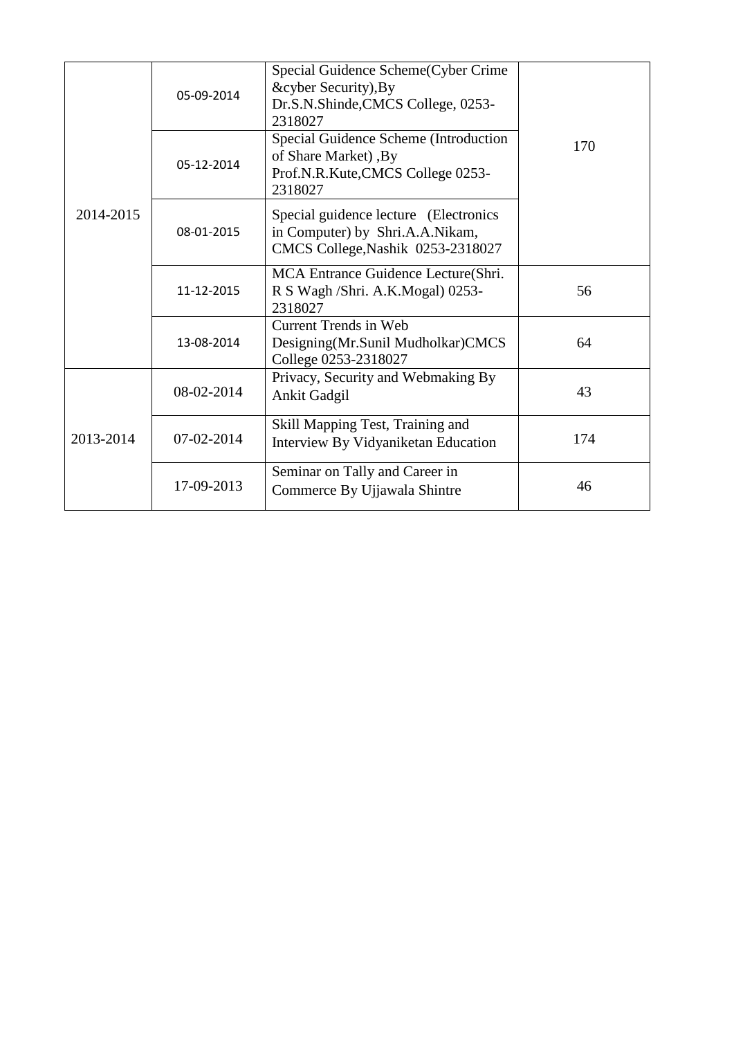| | | | |
|---|---|---|---|
| 2014-2015 | 05-09-2014 | Special Guidence Scheme(Cyber Crime &cyber Security),By Dr.S.N.Shinde,CMCS College, 0253-2318027 | 170 |
| | 05-12-2014 | Special Guidence Scheme (Introduction of Share Market) ,By Prof.N.R.Kute,CMCS College 0253-2318027 | |
| | 08-01-2015 | Special guidence lecture (Electronics in Computer) by Shri.A.A.Nikam, CMCS College,Nashik 0253-2318027 | |
| | 11-12-2015 | MCA Entrance Guidence Lecture(Shri. R S Wagh /Shri. A.K.Mogal) 0253-2318027 | 56 |
| | 13-08-2014 | Current Trends in Web Designing(Mr.Sunil Mudholkar)CMCS College 0253-2318027 | 64 |
| 2013-2014 | 08-02-2014 | Privacy, Security and Webmaking By Ankit Gadgil | 43 |
| | 07-02-2014 | Skill Mapping Test, Training and Interview By Vidyaniketan Education | 174 |
| | 17-09-2013 | Seminar on Tally and Career in Commerce By Ujjawala Shintre | 46 |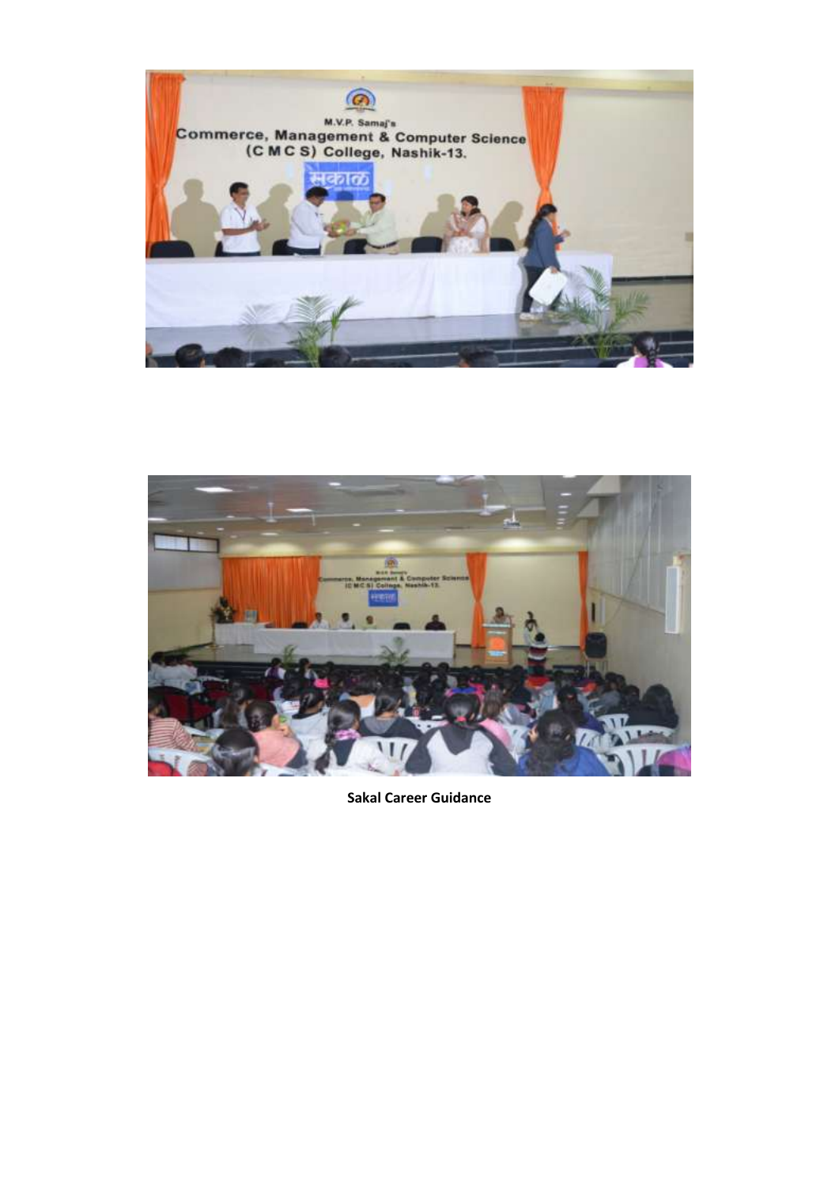**Sakal Career Guidance**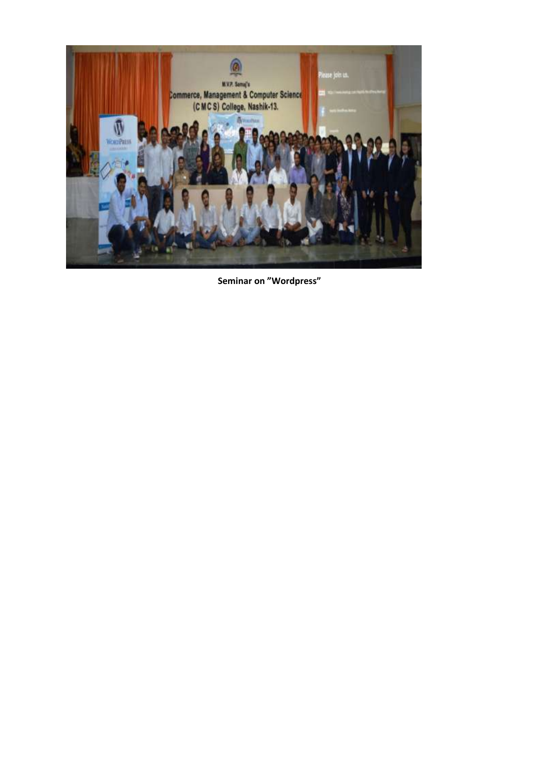**Seminar on ”Wordpress”**